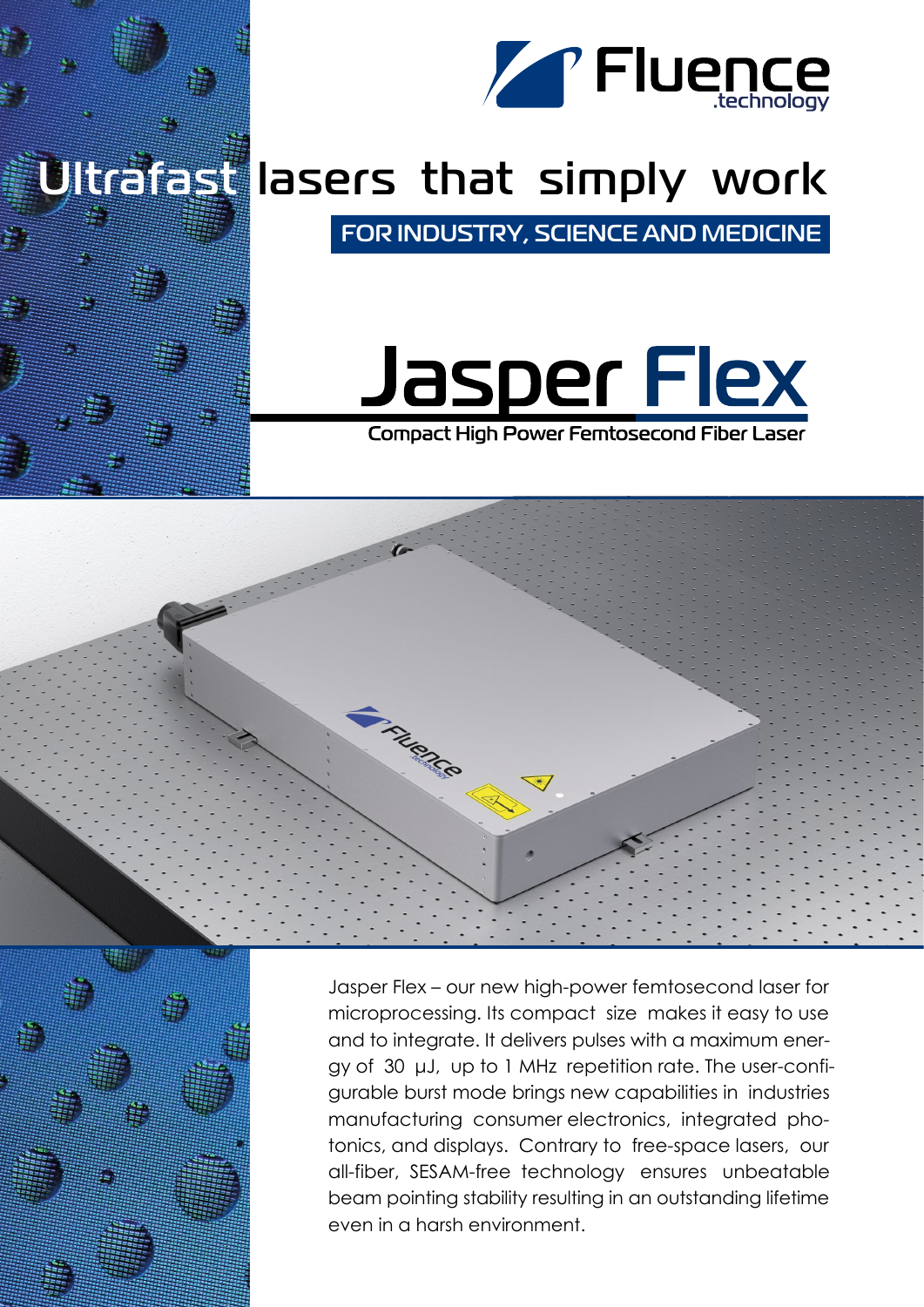Fluence .technology

# Ultrafast lasers that simply work

## FOR INDUSTRY, SCIENCE AND MEDICINE

# Jasper Flex

### Compact High Power Femtosecond Fiber Laser

Jasper Flex – our new high-power femtosecond laser for microprocessing. Its compact size makes it easy to use and to integrate. It delivers pulses with a maximum energy of 30 µJ, up to 1 MHz repetition rate. The user-configurable burst mode brings new capabilities in industries manufacturing consumer electronics, integrated photonics, and displays. Contrary to free-space lasers, our all-fiber, SESAM-free technology ensures unbeatable beam pointing stability resulting in an outstanding lifetime even in a harsh environment.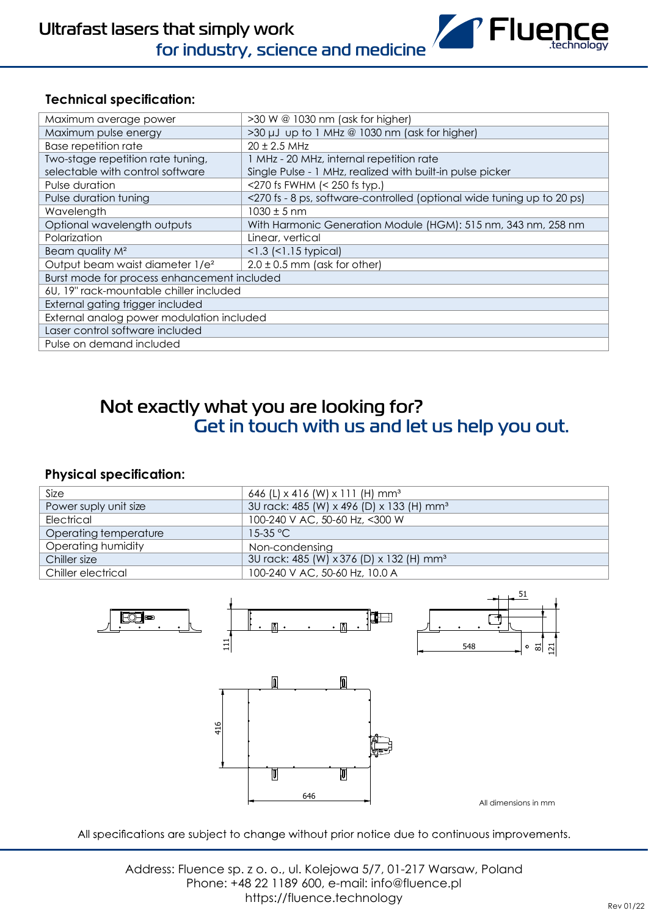Ultrafast lasers that simply work
for industry, science and medicine

## Technical specification:

| | |
|---|---|
| Maximum average power | >30 W @ 1030 nm (ask for higher) |
| Maximum pulse energy | >30 µJ up to 1 MHz @ 1030 nm (ask for higher) |
| Base repetition rate | 20 ± 2.5 MHz |
| Two-stage repetition rate tuning, selectable with control software | 1 MHz - 20 MHz, internal repetition rate<br>Single Pulse - 1 MHz, realized with built-in pulse picker |
| Pulse duration | <270 fs FWHM (< 250 fs typ.) |
| Pulse duration tuning | <270 fs - 8 ps, software-controlled (optional wide tuning up to 20 ps) |
| Wavelength | 1030 ± 5 nm |
| Optional wavelength outputs | With Harmonic Generation Module (HGM): 515 nm, 343 nm, 258 nm |
| Polarization | Linear, vertical |
| Beam quality M² | <1.3 (<1.15 typical) |
| Output beam waist diameter 1/e² | 2.0 ± 0.5 mm (ask for other) |
| Burst mode for process enhancement included | |
| 6U, 19" rack-mountable chiller included | |
| External gating trigger included | |
| External analog power modulation included | |
| Laser control software included | |
| Pulse on demand included | |

## Not exactly what you are looking for?
## Get in touch with us and let us help you out.

## Physical specification:

| | |
|---|---|
| Size | 646 (L) x 416 (W) x 111 (H) mm³ |
| Power supply unit size | 3U rack: 485 (W) x 496 (D) x 133 (H) mm³ |
| Electrical | 100-240 V AC, 50-60 Hz, <300 W |
| Operating temperature | 15-35 °C |
| Operating humidity | Non-condensing |
| Chiller size | 3U rack: 485 (W) x 376 (D) x 132 (H) mm³ |
| Chiller electrical | 100-240 V AC, 50-60 Hz, 10.0 A |

111
51
548
81
121
416
646

All dimensions in mm

All specifications are subject to change without prior notice due to continuous improvements.

Address: Fluence sp. z o. o., ul. Kolejowa 5/7, 01-217 Warsaw, Poland
Phone: +48 22 1189 600, e-mail: info@fluence.pl
https://fluence.technology

Rev 01/22